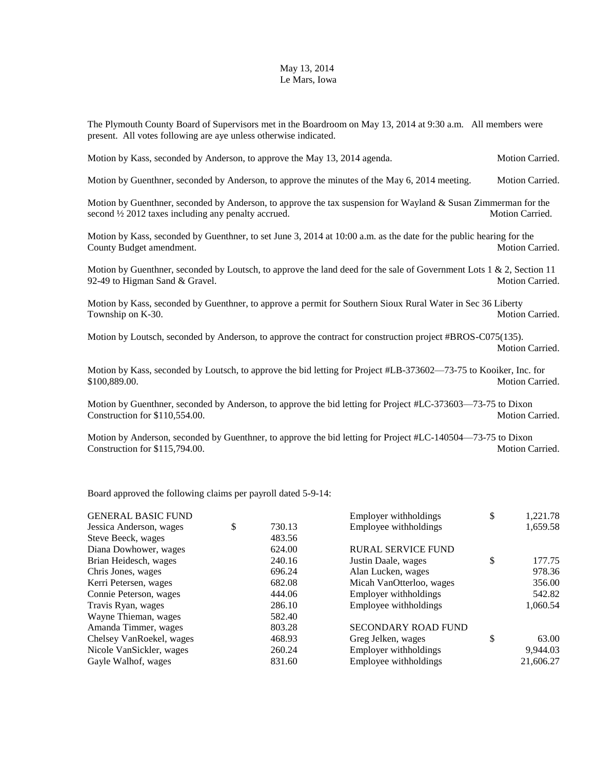May 13, 2014
Le Mars, Iowa

The Plymouth County Board of Supervisors met in the Boardroom on May 13, 2014 at 9:30 a.m. All members were present. All votes following are aye unless otherwise indicated.

Motion by Kass, seconded by Anderson, to approve the May 13, 2014 agenda. Motion Carried.

Motion by Guenthner, seconded by Anderson, to approve the minutes of the May 6, 2014 meeting. Motion Carried.

Motion by Guenthner, seconded by Anderson, to approve the tax suspension for Wayland & Susan Zimmerman for the second ½ 2012 taxes including any penalty accrued. Motion Carried.

Motion by Kass, seconded by Guenthner, to set June 3, 2014 at 10:00 a.m. as the date for the public hearing for the County Budget amendment. Motion Carried.

Motion by Guenthner, seconded by Loutsch, to approve the land deed for the sale of Government Lots 1 & 2, Section 11 92-49 to Higman Sand & Gravel. Motion Carried.

Motion by Kass, seconded by Guenthner, to approve a permit for Southern Sioux Rural Water in Sec 36 Liberty Township on K-30. Motion Carried.

Motion by Loutsch, seconded by Anderson, to approve the contract for construction project #BROS-C075(135). Motion Carried.

Motion by Kass, seconded by Loutsch, to approve the bid letting for Project #LB-373602—73-75 to Kooiker, Inc. for $100,889.00. Motion Carried.

Motion by Guenthner, seconded by Anderson, to approve the bid letting for Project #LC-373603—73-75 to Dixon Construction for $110,554.00. Motion Carried.

Motion by Anderson, seconded by Guenthner, to approve the bid letting for Project #LC-140504—73-75 to Dixon Construction for $115,794.00. Motion Carried.

Board approved the following claims per payroll dated 5-9-14:

| | | |
|---|---|---|
| GENERAL BASIC FUND | | |
| Jessica Anderson, wages | $ | 730.13 |
| Steve Beeck, wages | | 483.56 |
| Diana Dowhower, wages | | 624.00 |
| Brian Heidesch, wages | | 240.16 |
| Chris Jones, wages | | 696.24 |
| Kerri Petersen, wages | | 682.08 |
| Connie Peterson, wages | | 444.06 |
| Travis Ryan, wages | | 286.10 |
| Wayne Thieman, wages | | 582.40 |
| Amanda Timmer, wages | | 803.28 |
| Chelsey VanRoekel, wages | | 468.93 |
| Nicole VanSickler, wages | | 260.24 |
| Gayle Walhof, wages | | 831.60 |
| Employer withholdings | $ | 1,221.78 |
| Employee withholdings | | 1,659.58 |
| RURAL SERVICE FUND | | |
| Justin Daale, wages | $ | 177.75 |
| Alan Lucken, wages | | 978.36 |
| Micah VanOtterloo, wages | | 356.00 |
| Employer withholdings | | 542.82 |
| Employee withholdings | | 1,060.54 |
| SECONDARY ROAD FUND | | |
| Greg Jelken, wages | $ | 63.00 |
| Employer withholdings | | 9,944.03 |
| Employee withholdings | | 21,606.27 |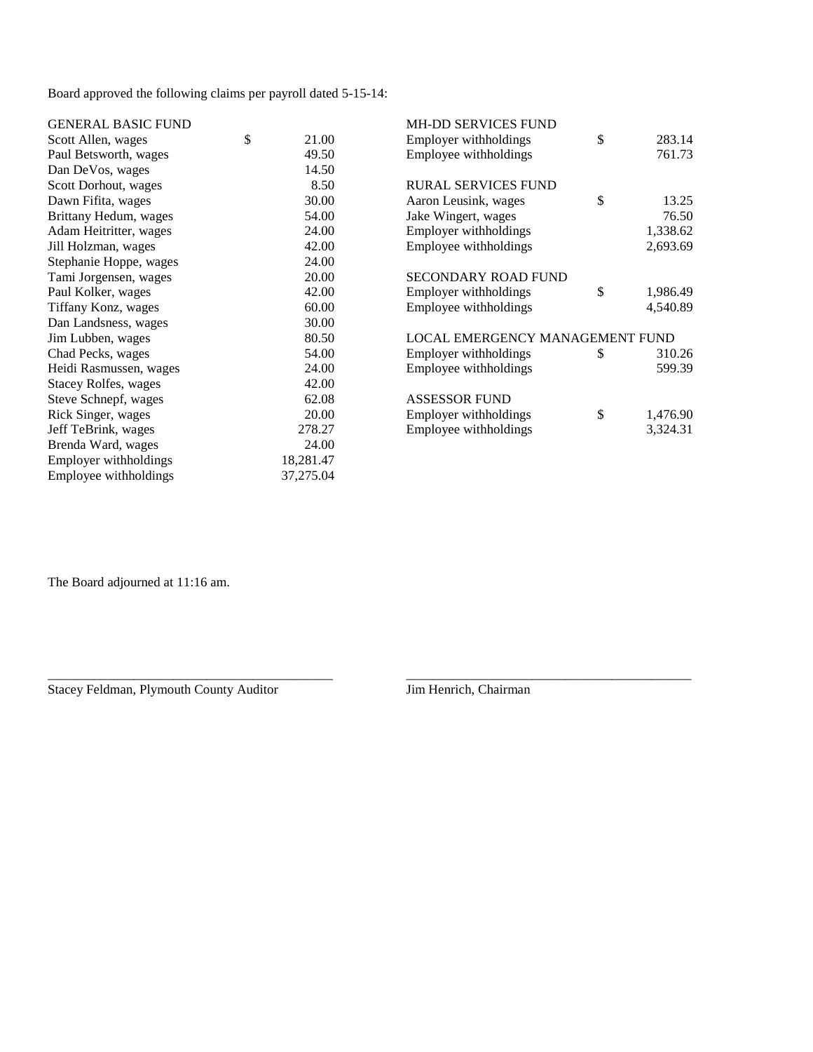Board approved the following claims per payroll dated 5-15-14:

| | |
|---|---|
| **GENERAL BASIC FUND** | |
| Scott Allen, wages | $ 21.00 |
| Paul Betsworth, wages | 49.50 |
| Dan DeVos, wages | 14.50 |
| Scott Dorhout, wages | 8.50 |
| Dawn Fifita, wages | 30.00 |
| Brittany Hedum, wages | 54.00 |
| Adam Heitritter, wages | 24.00 |
| Jill Holzman, wages | 42.00 |
| Stephanie Hoppe, wages | 24.00 |
| Tami Jorgensen, wages | 20.00 |
| Paul Kolker, wages | 42.00 |
| Tiffany Konz, wages | 60.00 |
| Dan Landsness, wages | 30.00 |
| Jim Lubben, wages | 80.50 |
| Chad Pecks, wages | 54.00 |
| Heidi Rasmussen, wages | 24.00 |
| Stacey Rolfes, wages | 42.00 |
| Steve Schnepf, wages | 62.08 |
| Rick Singer, wages | 20.00 |
| Jeff TeBrink, wages | 278.27 |
| Brenda Ward, wages | 24.00 |
| Employer withholdings | 18,281.47 |
| Employee withholdings | 37,275.04 |

| | |
|---|---|
| **MH-DD SERVICES FUND** | |
| Employer withholdings | $ 283.14 |
| Employee withholdings | 761.73 |
| **RURAL SERVICES FUND** | |
| Aaron Leusink, wages | $ 13.25 |
| Jake Wingert, wages | 76.50 |
| Employer withholdings | 1,338.62 |
| Employee withholdings | 2,693.69 |
| **SECONDARY ROAD FUND** | |
| Employer withholdings | $ 1,986.49 |
| Employee withholdings | 4,540.89 |
| **LOCAL EMERGENCY MANAGEMENT FUND** | |
| Employer withholdings | $ 310.26 |
| Employee withholdings | 599.39 |
| **ASSESSOR FUND** | |
| Employer withholdings | $ 1,476.90 |
| Employee withholdings | 3,324.31 |

The Board adjourned at 11:16 am.

\_\_\_\_\_\_\_\_\_\_\_\_\_\_\_\_\_\_\_\_\_\_\_\_\_\_\_\_\_\_\_\_\_\_\_\_\_\_\_\_
Stacey Feldman, Plymouth County Auditor

\_\_\_\_\_\_\_\_\_\_\_\_\_\_\_\_\_\_\_\_\_\_\_\_\_\_\_\_\_\_\_\_\_\_\_\_\_\_\_\_
Jim Henrich, Chairman